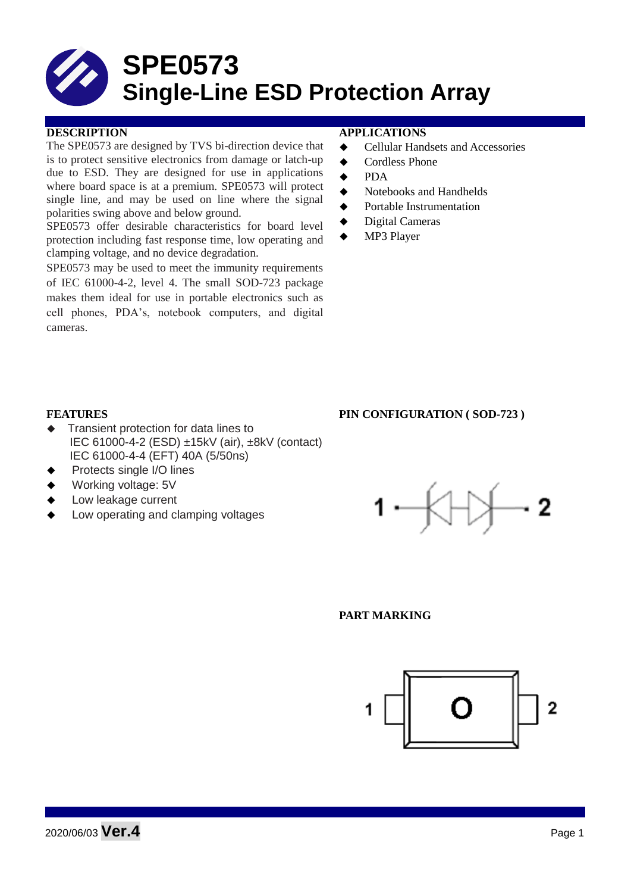# SPE0573
# Single-Line ESD Protection Array

## DESCRIPTION

The SPE0573 are designed by TVS bi-direction device that is to protect sensitive electronics from damage or latch-up due to ESD. They are designed for use in applications where board space is at a premium. SPE0573 will protect single line, and may be used on line where the signal polarities swing above and below ground.

SPE0573 offer desirable characteristics for board level protection including fast response time, low operating and clamping voltage, and no device degradation.

SPE0573 may be used to meet the immunity requirements of IEC 61000-4-2, level 4. The small SOD-723 package makes them ideal for use in portable electronics such as cell phones, PDA's, notebook computers, and digital cameras.

## APPLICATIONS

- Cellular Handsets and Accessories
- Cordless Phone
- PDA
- Notebooks and Handhelds
- Portable Instrumentation
- Digital Cameras
- MP3 Player

## FEATURES

- Transient protection for data lines to
  IEC 61000-4-2 (ESD) ±15kV (air), ±8kV (contact)
  IEC 61000-4-4 (EFT) 40A (5/50ns)
- Protects single I/O lines
- Working voltage: 5V
- Low leakage current
- Low operating and clamping voltages

## PIN CONFIGURATION ( SOD-723 )

1 — 2

## PART MARKING

1 O 2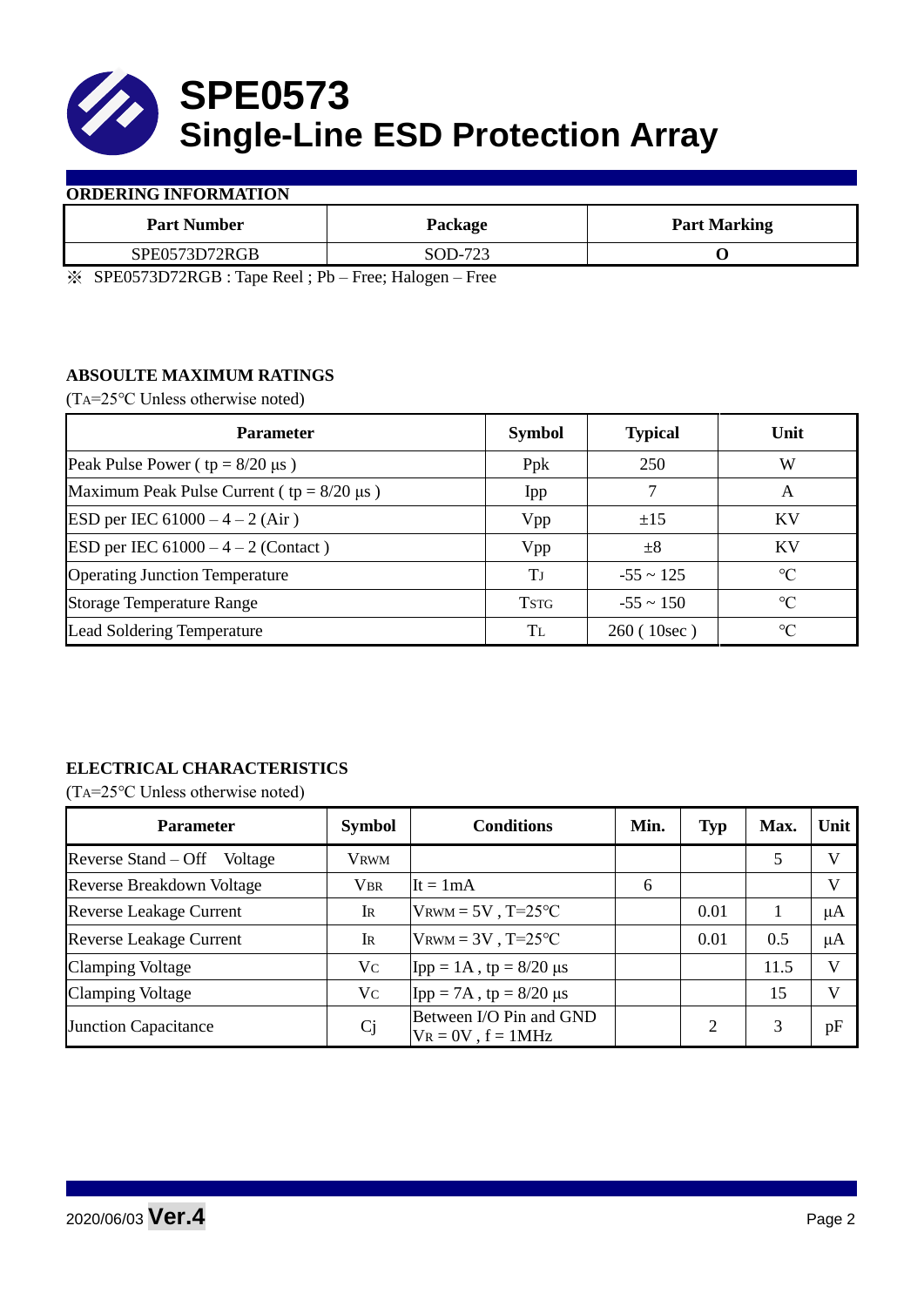# SPE0573
# Single-Line ESD Protection Array

## ORDERING INFORMATION

| Part Number | Package | Part Marking |
|---|---|---|
| SPE0573D72RGB | SOD-723 | O |

※ SPE0573D72RGB : Tape Reel ; Pb – Free; Halogen – Free

## ABSOULTE MAXIMUM RATINGS

($T_A$=25℃ Unless otherwise noted)

| Parameter | Symbol | Typical | Unit |
|---|---|---|---|
| Peak Pulse Power ( tp = 8/20 μs ) | Ppk | 250 | W |
| Maximum Peak Pulse Current ( tp = 8/20 μs ) | Ipp | 7 | A |
| ESD per IEC 61000 – 4 – 2 (Air ) | Vpp | ±15 | KV |
| ESD per IEC 61000 – 4 – 2 (Contact ) | Vpp | ±8 | KV |
| Operating Junction Temperature | $T_J$ | -55 ~ 125 | ℃ |
| Storage Temperature Range | $T_{STG}$ | -55 ~ 150 | ℃ |
| Lead Soldering Temperature | $T_L$ | 260 ( 10sec ) | ℃ |

## ELECTRICAL CHARACTERISTICS

($T_A$=25℃ Unless otherwise noted)

| Parameter | Symbol | Conditions | Min. | Typ | Max. | Unit |
|---|---|---|---|---|---|---|
| Reverse Stand – Off Voltage | $V_{RWM}$ | | | | 5 | V |
| Reverse Breakdown Voltage | $V_{BR}$ | It = 1mA | 6 | | | V |
| Reverse Leakage Current | $I_R$ | $V_{RWM}$ = 5V , T=25℃ | | 0.01 | 1 | μA |
| Reverse Leakage Current | $I_R$ | $V_{RWM}$ = 3V , T=25℃ | | 0.01 | 0.5 | μA |
| Clamping Voltage | $V_C$ | Ipp = 1A , tp = 8/20 μs | | | 11.5 | V |
| Clamping Voltage | $V_C$ | Ipp = 7A , tp = 8/20 μs | | | 15 | V |
| Junction Capacitance | Cj | Between I/O Pin and GND $V_R$ = 0V , f = 1MHz | | 2 | 3 | pF |

2020/06/03 **Ver.4**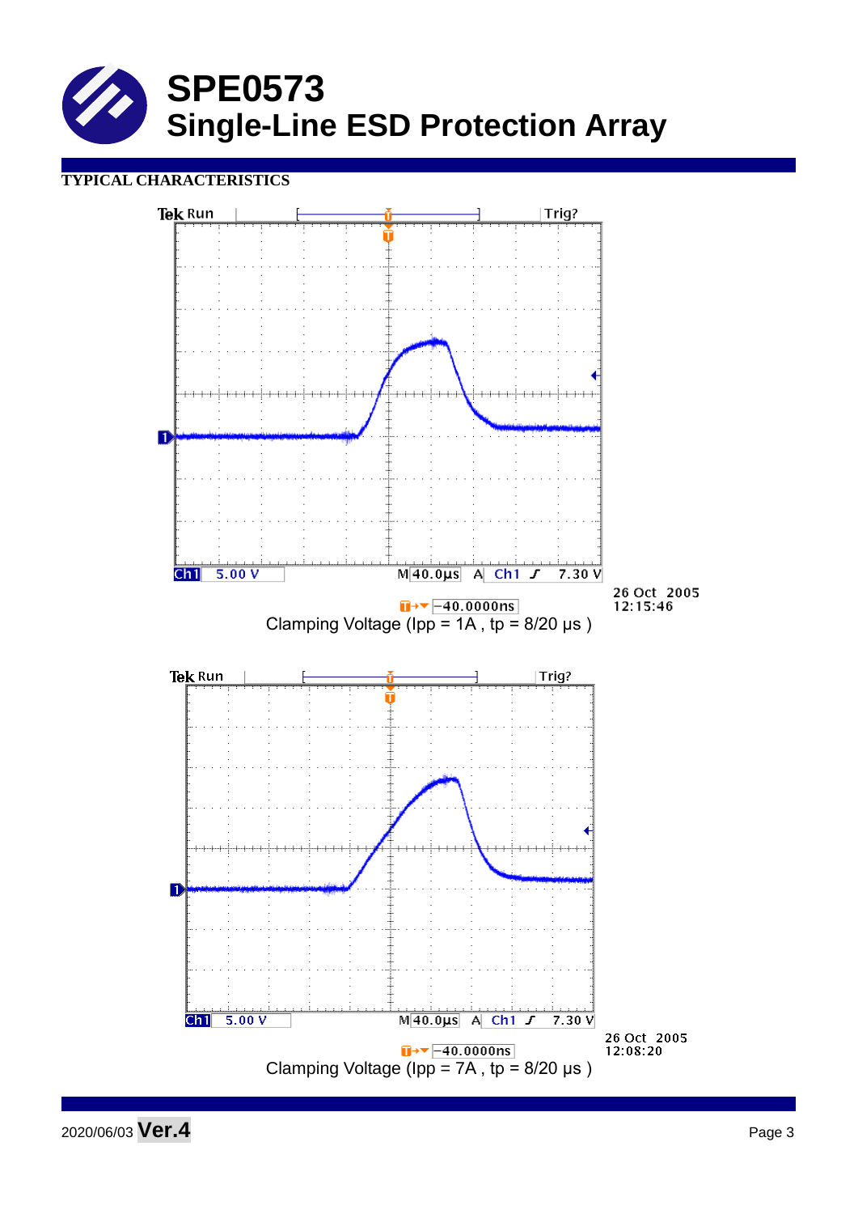# SPE0573
# Single-Line ESD Protection Array

## TYPICAL CHARACTERISTICS

Tek Run Trig?

Ch1 5.00 V M 40.0µs A Ch1 7.30 V

-40.0000ns

26 Oct 2005
12:15:46

Clamping Voltage (Ipp = 1A , tp = 8/20 µs )

Tek Run Trig?

Ch1 5.00 V M 40.0µs A Ch1 7.30 V

-40.0000ns

26 Oct 2005
12:08:20

Clamping Voltage (Ipp = 7A , tp = 8/20 µs )

2020/06/03 **Ver.4**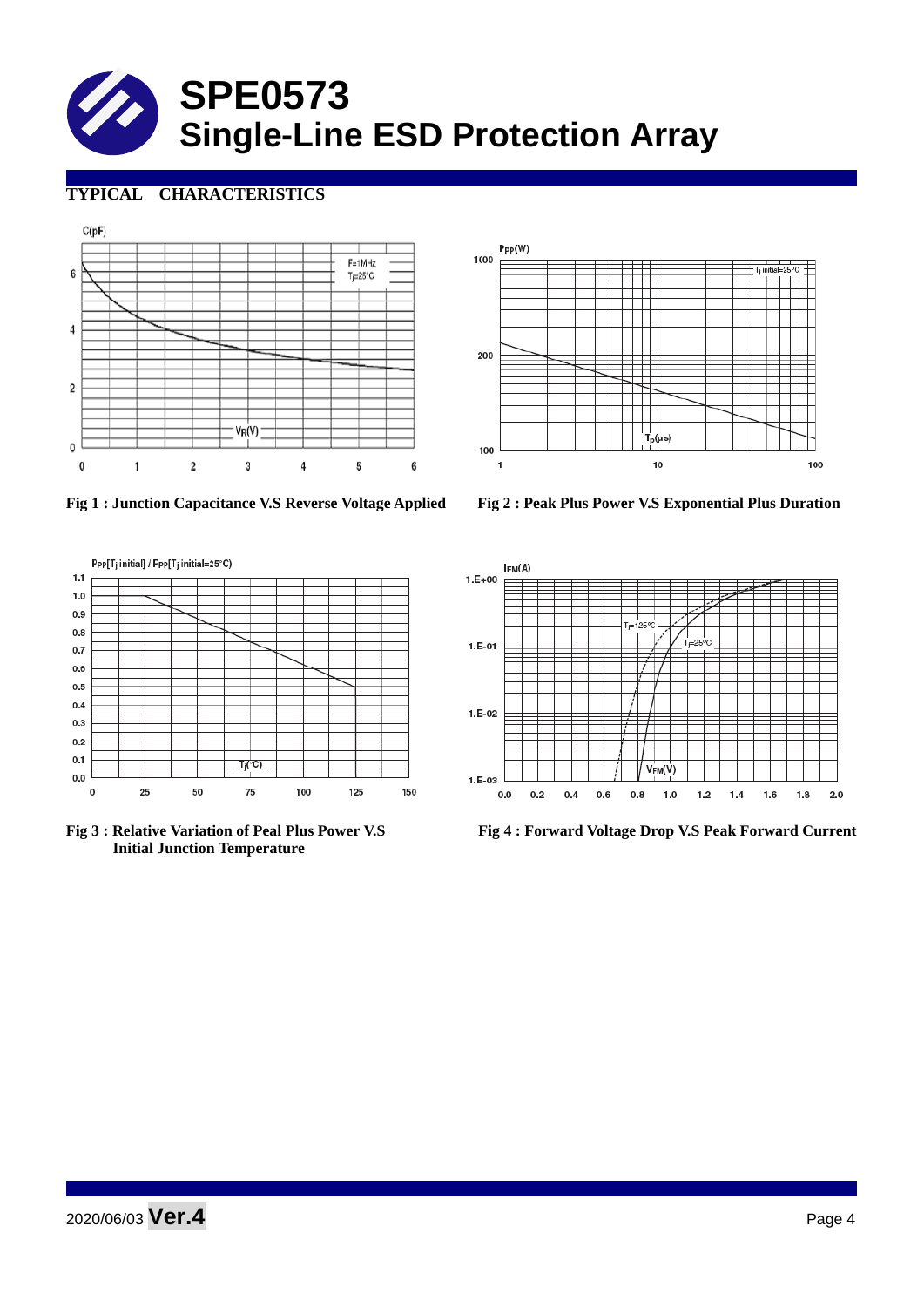# SPE0573
# Single-Line ESD Protection Array

## TYPICAL CHARACTERISTICS

Fig 1 : Junction Capacitance V.S Reverse Voltage Applied

Fig 2 : Peak Plus Power V.S Exponential Plus Duration

Fig 3 : Relative Variation of Peal Plus Power V.S Initial Junction Temperature

Fig 4 : Forward Voltage Drop V.S Peak Forward Current

2020/06/03 **Ver.4**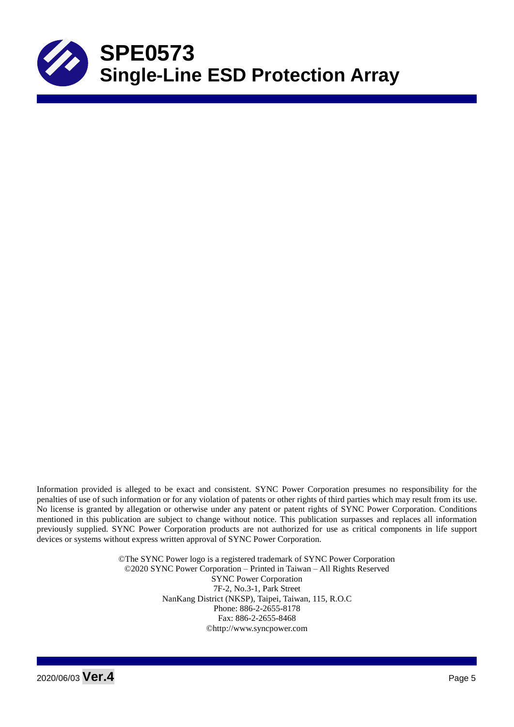Information provided is alleged to be exact and consistent. SYNC Power Corporation presumes no responsibility for the penalties of use of such information or for any violation of patents or other rights of third parties which may result from its use. No license is granted by allegation or otherwise under any patent or patent rights of SYNC Power Corporation. Conditions mentioned in this publication are subject to change without notice. This publication surpasses and replaces all information previously supplied. SYNC Power Corporation products are not authorized for use as critical components in life support devices or systems without express written approval of SYNC Power Corporation.

©The SYNC Power logo is a registered trademark of SYNC Power Corporation
©2020 SYNC Power Corporation – Printed in Taiwan – All Rights Reserved
SYNC Power Corporation
7F-2, No.3-1, Park Street
NanKang District (NKSP), Taipei, Taiwan, 115, R.O.C
Phone: 886-2-2655-8178
Fax: 886-2-2655-8468
©http://www.syncpower.com